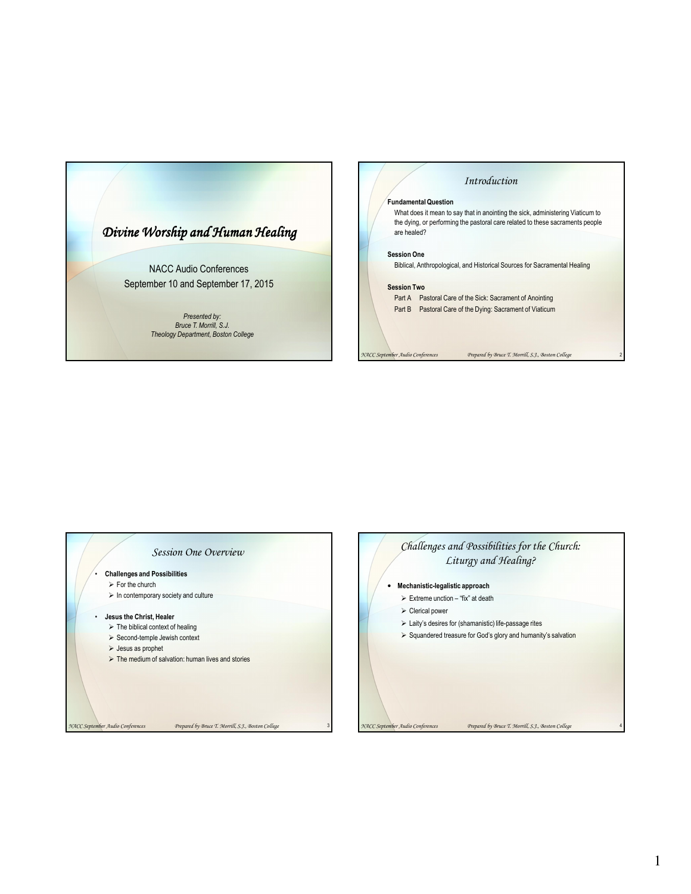# Divine Worship and Human Healing

NACC Audio Conferences
September 10 and September 17, 2015

*Presented by:*
*Bruce T. Morrill, S.J.*
*Theology Department, Boston College*

## Introduction

**Fundamental Question**

What does it mean to say that in anointing the sick, administering Viaticum to the dying, or performing the pastoral care related to these sacraments people are healed?

**Session One**

Biblical, Anthropological, and Historical Sources for Sacramental Healing

**Session Two**

Part A Pastoral Care of the Sick: Sacrament of Anointing

Part B Pastoral Care of the Dying: Sacrament of Viaticum

## Session One Overview

- **Challenges and Possibilities**
  - For the church
  - In contemporary society and culture
- **Jesus the Christ, Healer**
  - The biblical context of healing
  - Second-temple Jewish context
  - Jesus as prophet
  - The medium of salvation: human lives and stories

## Challenges and Possibilities for the Church: Liturgy and Healing?

- **Mechanistic-legalistic approach**
  - Extreme unction – "fix" at death
  - Clerical power
  - Laity's desires for (shamanistic) life-passage rites
  - Squandered treasure for God's glory and humanity's salvation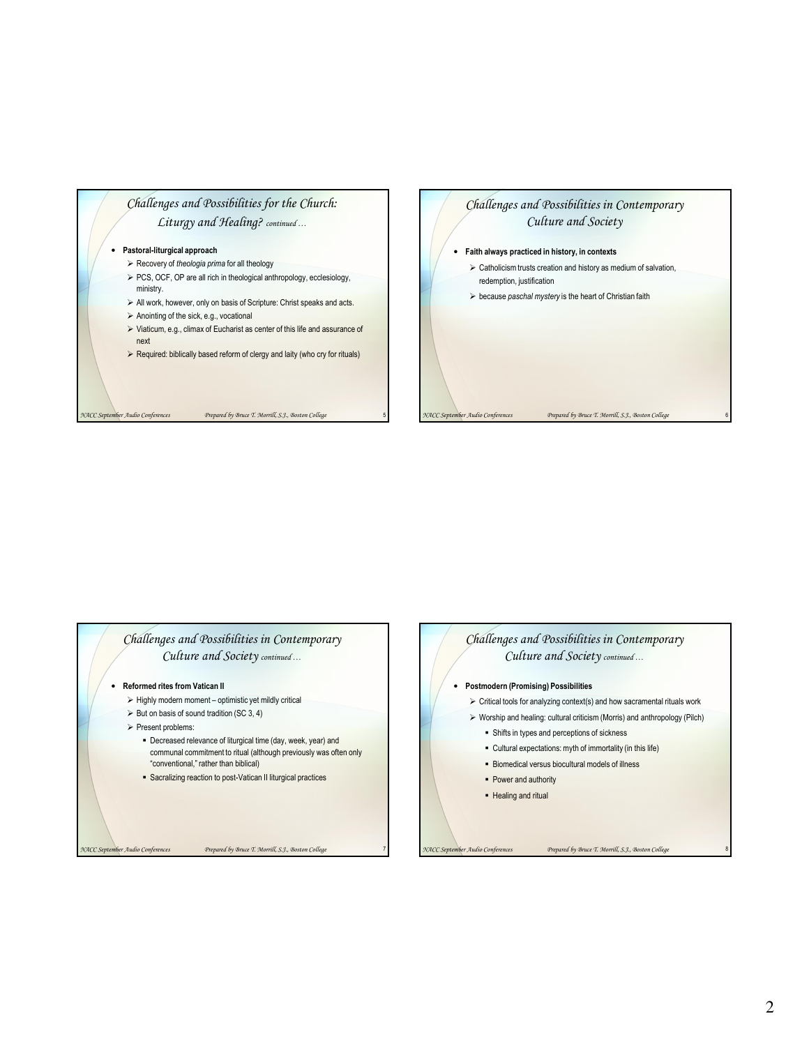## *Challenges and Possibilities for the Church: Liturgy and Healing? continued …*

- **Pastoral-liturgical approach**
  - Recovery of *theologia prima* for all theology
  - PCS, OCF, OP are all rich in theological anthropology, ecclesiology, ministry.
  - All work, however, only on basis of Scripture: Christ speaks and acts.
  - Anointing of the sick, e.g., vocational
  - Viaticum, e.g., climax of Eucharist as center of this life and assurance of next
  - Required: biblically based reform of clergy and laity (who cry for rituals)

## *Challenges and Possibilities in Contemporary Culture and Society*

- **Faith always practiced in history, in contexts**
  - Catholicism trusts creation and history as medium of salvation, redemption, justification
  - because *paschal mystery* is the heart of Christian faith

## *Challenges and Possibilities in Contemporary Culture and Society continued …*

- **Reformed rites from Vatican II**
  - Highly modern moment – optimistic yet mildly critical
  - But on basis of sound tradition (SC 3, 4)
  - Present problems:
    - Decreased relevance of liturgical time (day, week, year) and communal commitment to ritual (although previously was often only "conventional," rather than biblical)
    - Sacralizing reaction to post-Vatican II liturgical practices

## *Challenges and Possibilities in Contemporary Culture and Society continued …*

- **Postmodern (Promising) Possibilities**
  - Critical tools for analyzing context(s) and how sacramental rituals work
  - Worship and healing: cultural criticism (Morris) and anthropology (Pilch)
    - Shifts in types and perceptions of sickness
    - Cultural expectations: myth of immortality (in this life)
    - Biomedical versus biocultural models of illness
    - Power and authority
    - Healing and ritual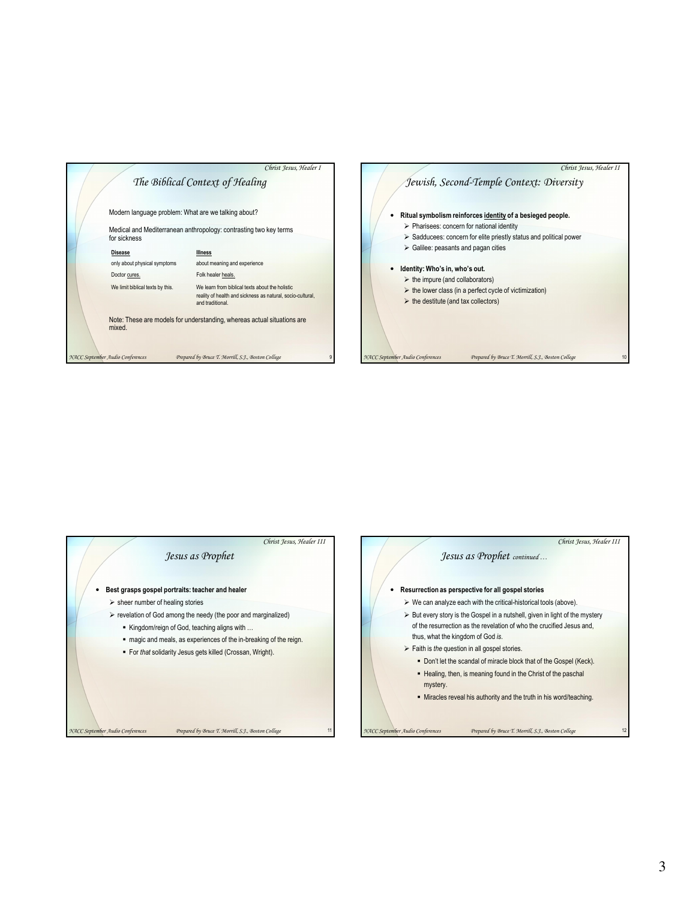## The Biblical Context of Healing

Modern language problem: What are we talking about?

Medical and Mediterranean anthropology: contrasting two key terms for sickness

| Disease | Illness |
|---|---|
| only about physical symptoms | about meaning and experience |
| Doctor cures. | Folk healer heals. |
| We limit biblical texts by this. | We learn from biblical texts about the holistic reality of health and sickness as natural, socio-cultural, and traditional. |

Note: These are models for understanding, whereas actual situations are mixed.

## Jewish, Second-Temple Context: Diversity

- **Ritual symbolism reinforces identity of a besieged people.**
  - Pharisees: concern for national identity
  - Sadducees: concern for elite priestly status and political power
  - Galilee: peasants and pagan cities
- **Identity: Who's in, who's out.**
  - the impure (and collaborators)
  - the lower class (in a perfect cycle of victimization)
  - the destitute (and tax collectors)

## Jesus as Prophet

- **Best grasps gospel portraits: teacher and healer**
  - sheer number of healing stories
  - revelation of God among the needy (the poor and marginalized)
    - Kingdom/reign of God, teaching aligns with …
    - magic and meals, as experiences of the in-breaking of the reign.
    - For *that* solidarity Jesus gets killed (Crossan, Wright).

## Jesus as Prophet *continued …*

- **Resurrection as perspective for all gospel stories**
  - We can analyze each with the critical-historical tools (above).
  - But every story is the Gospel in a nutshell, given in light of the mystery of the resurrection as the revelation of who the crucified Jesus and, thus, what the kingdom of God *is*.
  - Faith is *the* question in all gospel stories.
    - Don't let the scandal of miracle block that of the Gospel (Keck).
    - Healing, then, is meaning found in the Christ of the paschal mystery.
    - Miracles reveal his authority and the truth in his word/teaching.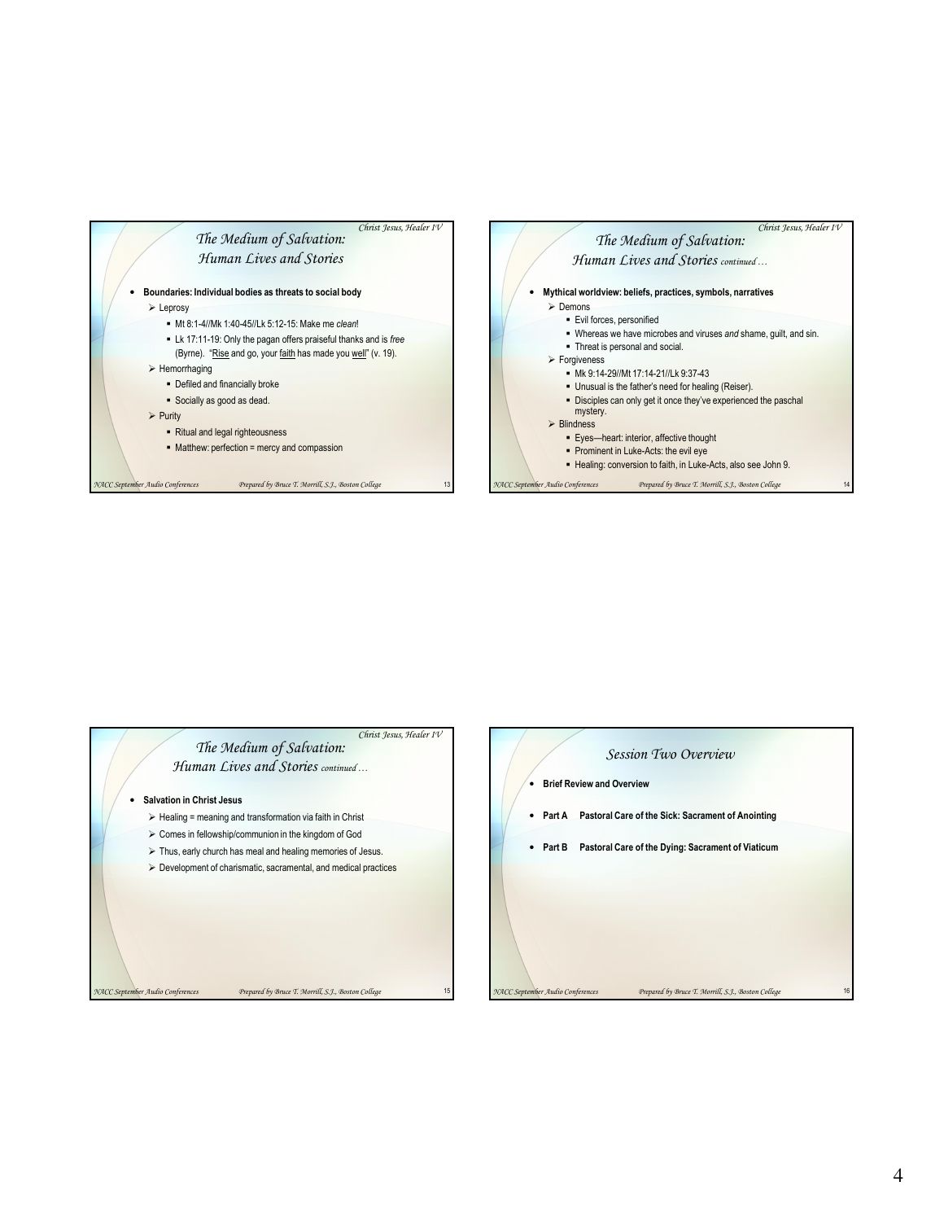## The Medium of Salvation: Human Lives and Stories

- **Boundaries: Individual bodies as threats to social body**
  - Leprosy
    - Mt 8:1-4//Mk 1:40-45//Lk 5:12-15: Make me *clean*!
    - Lk 17:11-19: Only the pagan offers praiseful thanks and is *free* (Byrne). "Rise and go, your faith has made you well" (v. 19).
  - Hemorrhaging
    - Defiled and financially broke
    - Socially as good as dead.
  - Purity
    - Ritual and legal righteousness
    - Matthew: perfection = mercy and compassion

## The Medium of Salvation: Human Lives and Stories *continued …*

- **Mythical worldview: beliefs, practices, symbols, narratives**
  - Demons
    - Evil forces, personified
    - Whereas we have microbes and viruses *and* shame, guilt, and sin.
    - Threat is personal and social.
  - Forgiveness
    - Mk 9:14-29//Mt 17:14-21//Lk 9:37-43
    - Unusual is the father's need for healing (Reiser).
    - Disciples can only get it once they've experienced the paschal mystery.
  - Blindness
    - Eyes—heart: interior, affective thought
    - Prominent in Luke-Acts: the evil eye
    - Healing: conversion to faith, in Luke-Acts, also see John 9.

## The Medium of Salvation: Human Lives and Stories *continued …*

- **Salvation in Christ Jesus**
  - Healing = meaning and transformation via faith in Christ
  - Comes in fellowship/communion in the kingdom of God
  - Thus, early church has meal and healing memories of Jesus.
  - Development of charismatic, sacramental, and medical practices

## Session Two Overview

- **Brief Review and Overview**
- **Part A Pastoral Care of the Sick: Sacrament of Anointing**
- **Part B Pastoral Care of the Dying: Sacrament of Viaticum**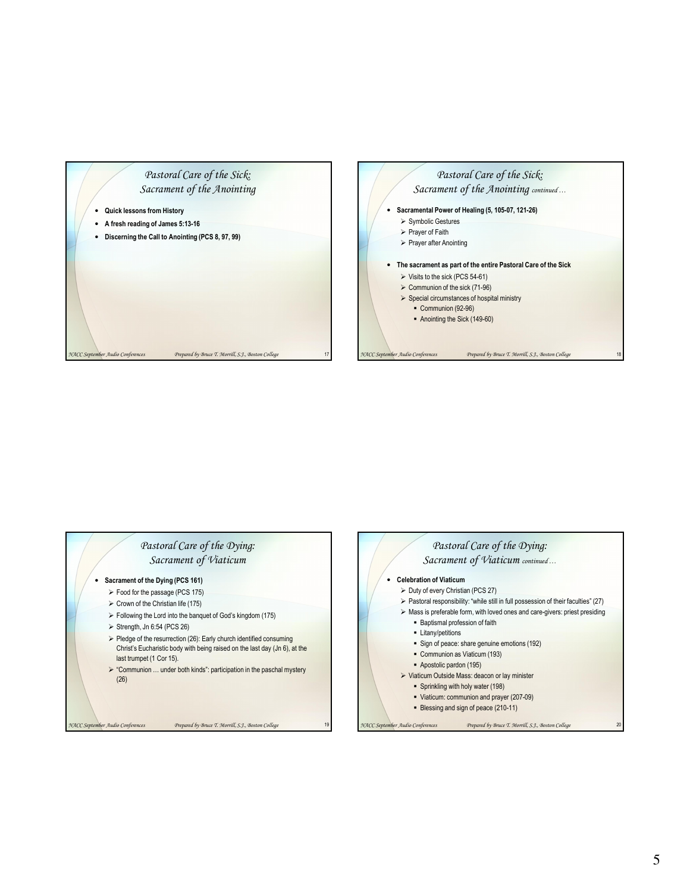## *Pastoral Care of the Sick: Sacrament of the Anointing*

- **Quick lessons from History**
- **A fresh reading of James 5:13-16**
- **Discerning the Call to Anointing (PCS 8, 97, 99)**

## *Pastoral Care of the Sick: Sacrament of the Anointing continued…*

- **Sacramental Power of Healing (5, 105-07, 121-26)**
  - Symbolic Gestures
  - Prayer of Faith
  - Prayer after Anointing
- **The sacrament as part of the entire Pastoral Care of the Sick**
  - Visits to the sick (PCS 54-61)
  - Communion of the sick (71-96)
  - Special circumstances of hospital ministry
    - Communion (92-96)
    - Anointing the Sick (149-60)

## *Pastoral Care of the Dying: Sacrament of Viaticum*

- **Sacrament of the Dying (PCS 161)**
  - Food for the passage (PCS 175)
  - Crown of the Christian life (175)
  - Following the Lord into the banquet of God's kingdom (175)
  - Strength, Jn 6:54 (PCS 26)
  - Pledge of the resurrection (26): Early church identified consuming Christ's Eucharistic body with being raised on the last day (Jn 6), at the last trumpet (1 Cor 15).
  - "Communion … under both kinds": participation in the paschal mystery (26)

## *Pastoral Care of the Dying: Sacrament of Viaticum continued…*

- **Celebration of Viaticum**
  - Duty of every Christian (PCS 27)
  - Pastoral responsibility: "while still in full possession of their faculties" (27)
  - Mass is preferable form, with loved ones and care-givers: priest presiding
    - Baptismal profession of faith
    - Litany/petitions
    - Sign of peace: share genuine emotions (192)
    - Communion as Viaticum (193)
    - Apostolic pardon (195)
  - Viaticum Outside Mass: deacon or lay minister
    - Sprinkling with holy water (198)
    - Viaticum: communion and prayer (207-09)
    - Blessing and sign of peace (210-11)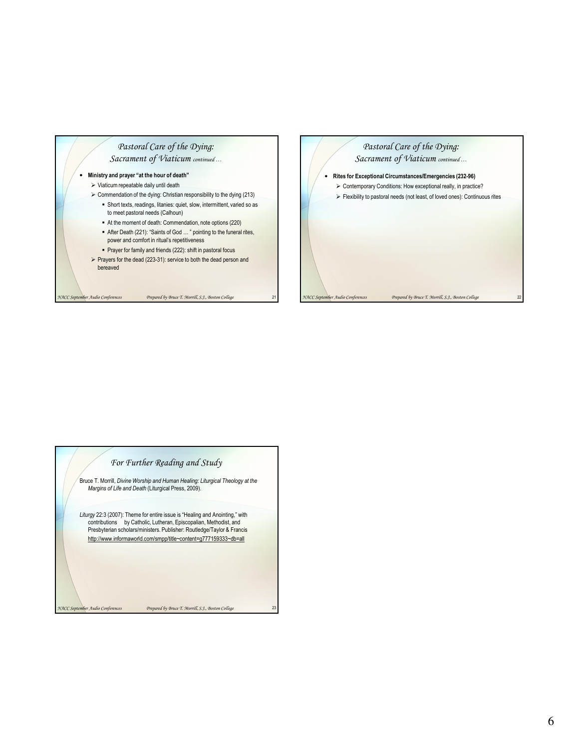## Pastoral Care of the Dying: Sacrament of Viaticum *continued…*

- **Ministry and prayer "at the hour of death"**
  - Viaticum repeatable daily until death
  - Commendation of the dying: Christian responsibility to the dying (213)
    - Short texts, readings, litanies: quiet, slow, intermittent, varied so as to meet pastoral needs (Calhoun)
    - At the moment of death: Commendation, note options (220)
    - After Death (221): "Saints of God … " pointing to the funeral rites, power and comfort in ritual's repetitiveness
    - Prayer for family and friends (222): shift in pastoral focus
  - Prayers for the dead (223-31): service to both the dead person and bereaved

## Pastoral Care of the Dying: Sacrament of Viaticum *continued…*

- **Rites for Exceptional Circumstances/Emergencies (232-96)**
  - Contemporary Conditions: How exceptional really, in practice?
  - Flexibility to pastoral needs (not least, of loved ones): Continuous rites

## For Further Reading and Study

Bruce T. Morrill, *Divine Worship and Human Healing: Liturgical Theology at the Margins of Life and Death* (Liturgical Press, 2009).

*Liturgy* 22:3 (2007): Theme for entire issue is "Healing and Anointing," with contributions by Catholic, Lutheran, Episcopalian, Methodist, and Presbyterian scholars/ministers. Publisher: Routledge/Taylor & Francis
http://www.informaworld.com/smpp/title~content=g777159333~db=all